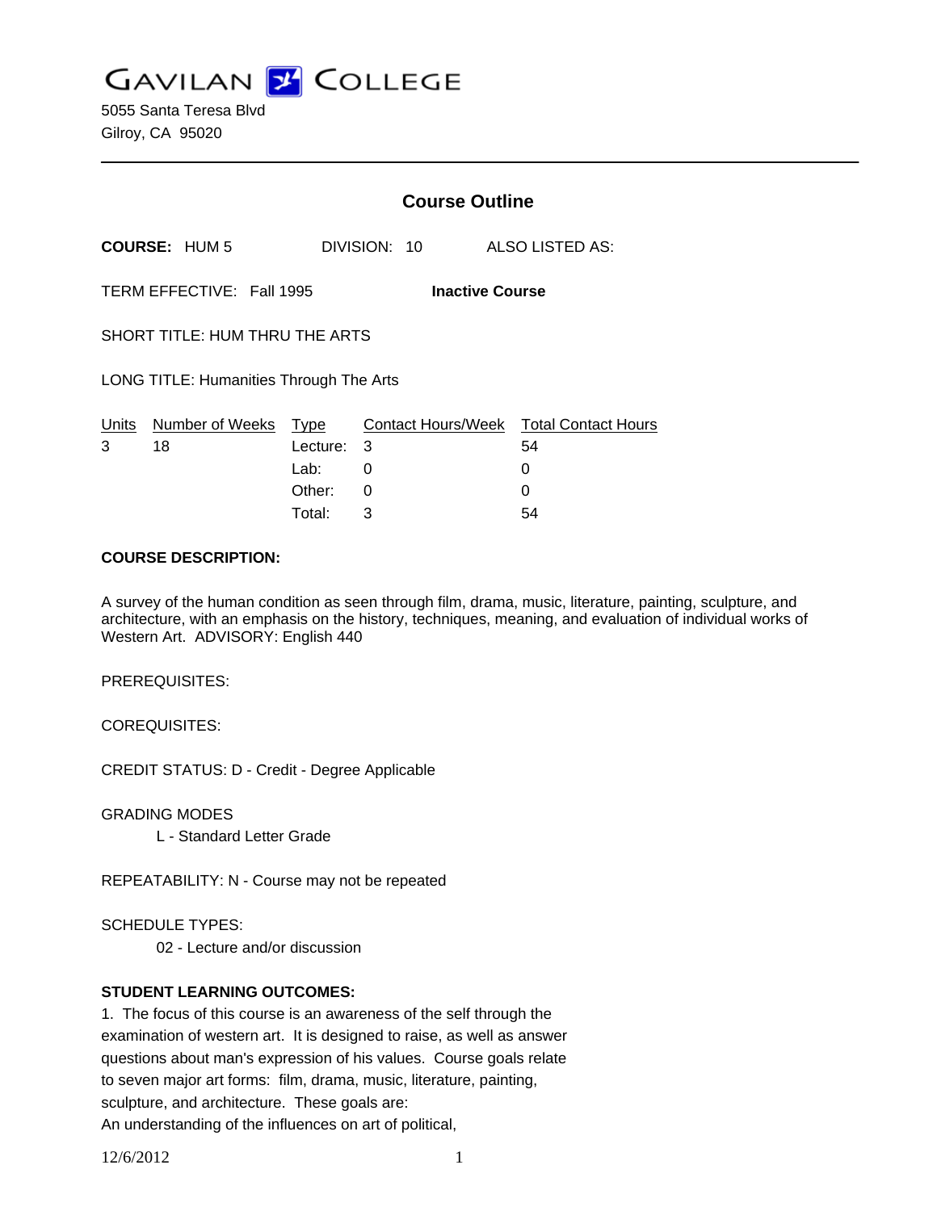# GAVILAN COLLEGE

5055 Santa Teresa Blvd
Gilroy, CA 95020

---

## Course Outline

**COURSE:** HUM 5 DIVISION: 10 ALSO LISTED AS:

TERM EFFECTIVE: Fall 1995 **Inactive Course**

SHORT TITLE: HUM THRU THE ARTS

LONG TITLE: Humanities Through The Arts

| Units | Number of Weeks | Type | Contact Hours/Week | Total Contact Hours |
|---|---|---|---|---|
| 3 | 18 | Lecture: | 3 | 54 |
| | | Lab: | 0 | 0 |
| | | Other: | 0 | 0 |
| | | Total: | 3 | 54 |

**COURSE DESCRIPTION:**

A survey of the human condition as seen through film, drama, music, literature, painting, sculpture, and architecture, with an emphasis on the history, techniques, meaning, and evaluation of individual works of Western Art. ADVISORY: English 440

PREREQUISITES:

COREQUISITES:

CREDIT STATUS: D - Credit - Degree Applicable

GRADING MODES
- L - Standard Letter Grade

REPEATABILITY: N - Course may not be repeated

SCHEDULE TYPES:
- 02 - Lecture and/or discussion

**STUDENT LEARNING OUTCOMES:**

1. The focus of this course is an awareness of the self through the examination of western art. It is designed to raise, as well as answer questions about man's expression of his values. Course goals relate to seven major art forms: film, drama, music, literature, painting, sculpture, and architecture. These goals are:
An understanding of the influences on art of political,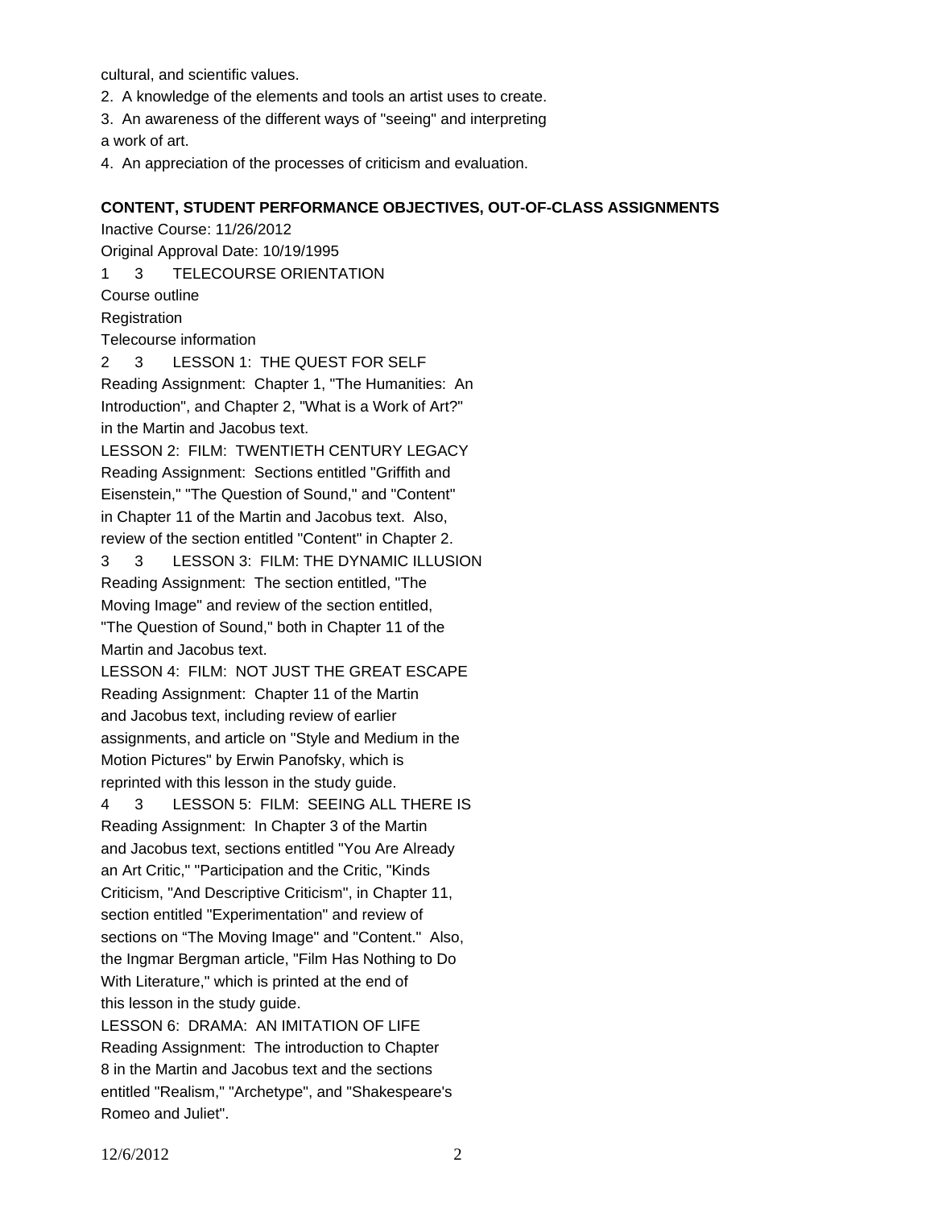cultural, and scientific values.

2. A knowledge of the elements and tools an artist uses to create.

3. An awareness of the different ways of "seeing" and interpreting a work of art.

4. An appreciation of the processes of criticism and evaluation.

**CONTENT, STUDENT PERFORMANCE OBJECTIVES, OUT-OF-CLASS ASSIGNMENTS**

Inactive Course: 11/26/2012

Original Approval Date: 10/19/1995

1 3 TELECOURSE ORIENTATION

Course outline

Registration

Telecourse information

2 3 LESSON 1: THE QUEST FOR SELF

Reading Assignment: Chapter 1, "The Humanities: An Introduction", and Chapter 2, "What is a Work of Art?" in the Martin and Jacobus text.

LESSON 2: FILM: TWENTIETH CENTURY LEGACY

Reading Assignment: Sections entitled "Griffith and Eisenstein," "The Question of Sound," and "Content" in Chapter 11 of the Martin and Jacobus text. Also, review of the section entitled "Content" in Chapter 2.

3 3 LESSON 3: FILM: THE DYNAMIC ILLUSION

Reading Assignment: The section entitled, "The Moving Image" and review of the section entitled, "The Question of Sound," both in Chapter 11 of the Martin and Jacobus text.

LESSON 4: FILM: NOT JUST THE GREAT ESCAPE

Reading Assignment: Chapter 11 of the Martin and Jacobus text, including review of earlier assignments, and article on "Style and Medium in the Motion Pictures" by Erwin Panofsky, which is reprinted with this lesson in the study guide.

4 3 LESSON 5: FILM: SEEING ALL THERE IS

Reading Assignment: In Chapter 3 of the Martin and Jacobus text, sections entitled "You Are Already an Art Critic," "Participation and the Critic, "Kinds Criticism, "And Descriptive Criticism", in Chapter 11, section entitled "Experimentation" and review of sections on "The Moving Image" and "Content." Also, the Ingmar Bergman article, "Film Has Nothing to Do With Literature," which is printed at the end of this lesson in the study guide.

LESSON 6: DRAMA: AN IMITATION OF LIFE

Reading Assignment: The introduction to Chapter 8 in the Martin and Jacobus text and the sections entitled "Realism," "Archetype", and "Shakespeare's Romeo and Juliet".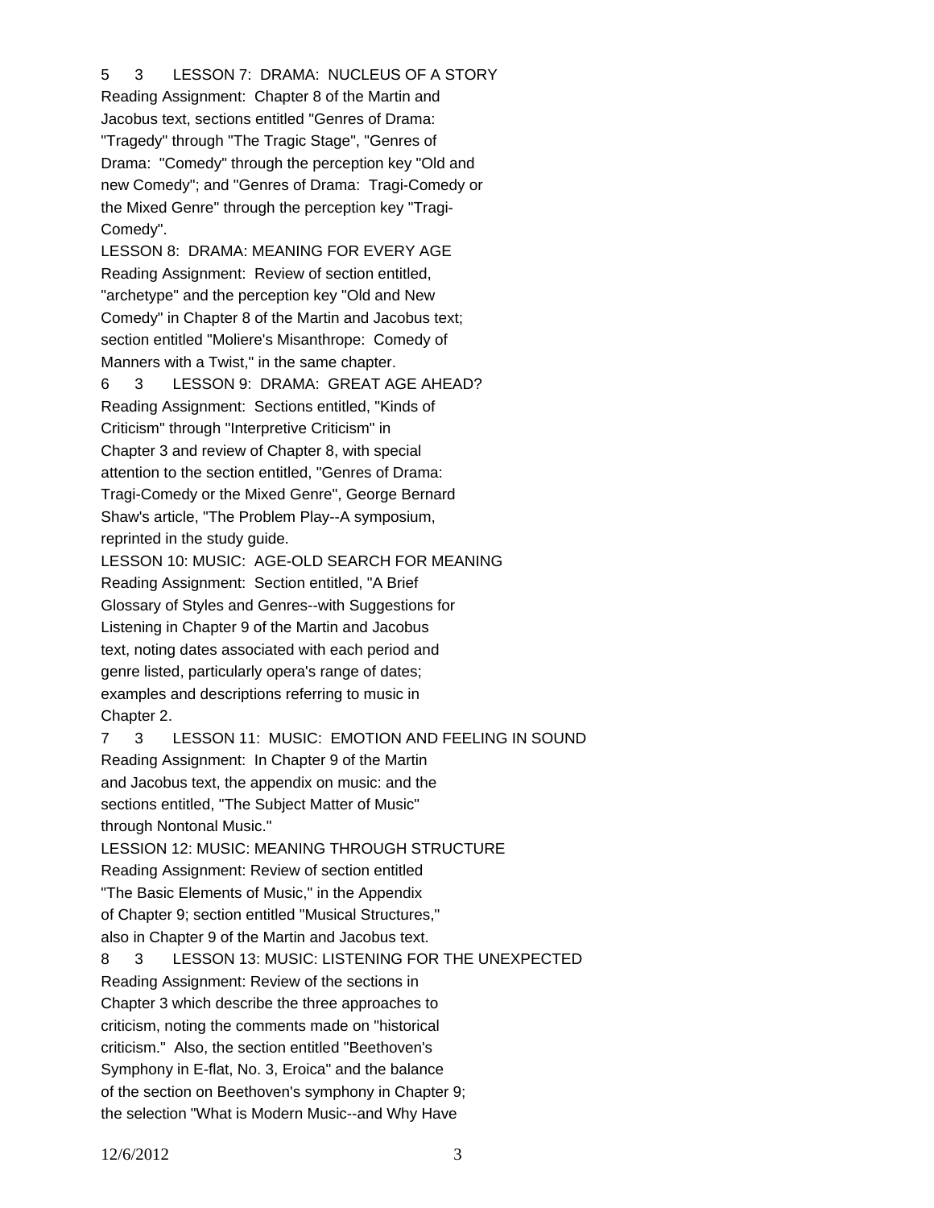5 3 LESSON 7: DRAMA: NUCLEUS OF A STORY

Reading Assignment: Chapter 8 of the Martin and Jacobus text, sections entitled "Genres of Drama: "Tragedy" through "The Tragic Stage", "Genres of Drama: "Comedy" through the perception key "Old and new Comedy"; and "Genres of Drama: Tragi-Comedy or the Mixed Genre" through the perception key "Tragi-Comedy".

LESSON 8: DRAMA: MEANING FOR EVERY AGE

Reading Assignment: Review of section entitled, "archetype" and the perception key "Old and New Comedy" in Chapter 8 of the Martin and Jacobus text; section entitled "Moliere's Misanthrope: Comedy of Manners with a Twist," in the same chapter.

6 3 LESSON 9: DRAMA: GREAT AGE AHEAD?

Reading Assignment: Sections entitled, "Kinds of Criticism" through "Interpretive Criticism" in Chapter 3 and review of Chapter 8, with special attention to the section entitled, "Genres of Drama: Tragi-Comedy or the Mixed Genre", George Bernard Shaw's article, "The Problem Play--A symposium, reprinted in the study guide.

LESSON 10: MUSIC: AGE-OLD SEARCH FOR MEANING

Reading Assignment: Section entitled, "A Brief Glossary of Styles and Genres--with Suggestions for Listening in Chapter 9 of the Martin and Jacobus text, noting dates associated with each period and genre listed, particularly opera's range of dates; examples and descriptions referring to music in Chapter 2.

7 3 LESSON 11: MUSIC: EMOTION AND FEELING IN SOUND

Reading Assignment: In Chapter 9 of the Martin and Jacobus text, the appendix on music: and the sections entitled, "The Subject Matter of Music" through Nontonal Music."

LESSION 12: MUSIC: MEANING THROUGH STRUCTURE

Reading Assignment: Review of section entitled "The Basic Elements of Music," in the Appendix of Chapter 9; section entitled "Musical Structures," also in Chapter 9 of the Martin and Jacobus text.

8 3 LESSON 13: MUSIC: LISTENING FOR THE UNEXPECTED

Reading Assignment: Review of the sections in Chapter 3 which describe the three approaches to criticism, noting the comments made on "historical criticism." Also, the section entitled "Beethoven's Symphony in E-flat, No. 3, Eroica" and the balance of the section on Beethoven's symphony in Chapter 9; the selection "What is Modern Music--and Why Have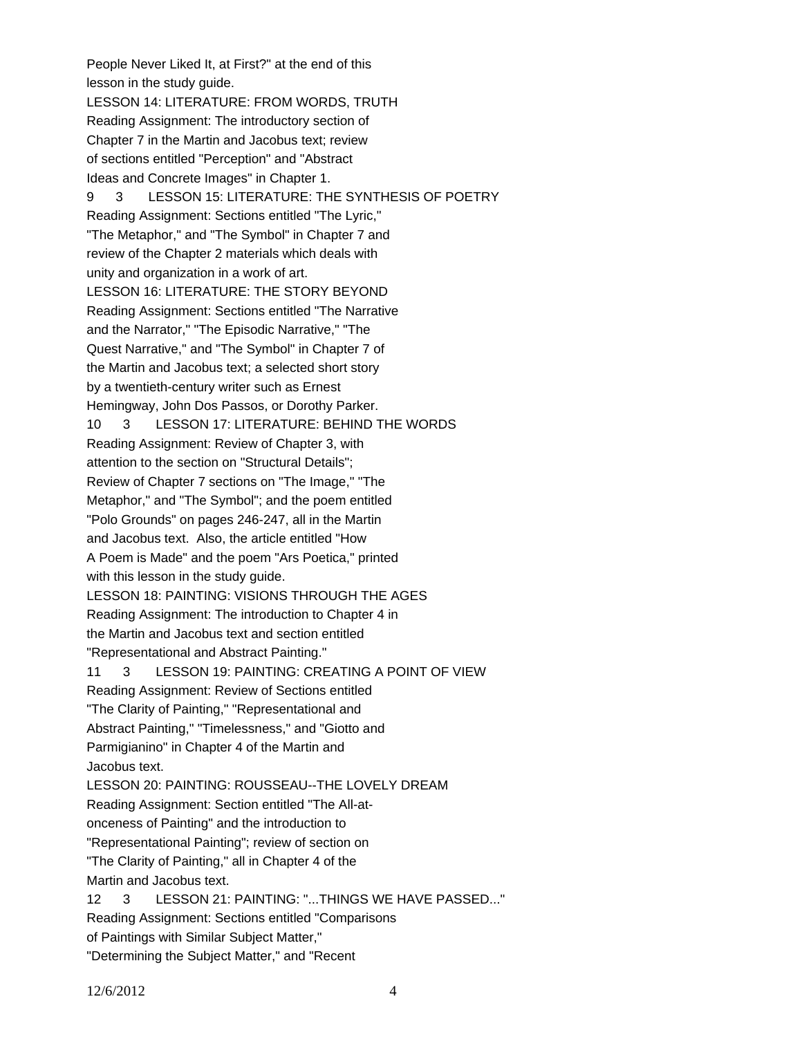People Never Liked It, at First?" at the end of this lesson in the study guide.

LESSON 14: LITERATURE: FROM WORDS, TRUTH
Reading Assignment: The introductory section of Chapter 7 in the Martin and Jacobus text; review of sections entitled "Perception" and "Abstract Ideas and Concrete Images" in Chapter 1.

9 3 LESSON 15: LITERATURE: THE SYNTHESIS OF POETRY
Reading Assignment: Sections entitled "The Lyric," "The Metaphor," and "The Symbol" in Chapter 7 and review of the Chapter 2 materials which deals with unity and organization in a work of art.

LESSON 16: LITERATURE: THE STORY BEYOND
Reading Assignment: Sections entitled "The Narrative and the Narrator," "The Episodic Narrative," "The Quest Narrative," and "The Symbol" in Chapter 7 of the Martin and Jacobus text; a selected short story by a twentieth-century writer such as Ernest Hemingway, John Dos Passos, or Dorothy Parker.

10 3 LESSON 17: LITERATURE: BEHIND THE WORDS
Reading Assignment: Review of Chapter 3, with attention to the section on "Structural Details"; Review of Chapter 7 sections on "The Image," "The Metaphor," and "The Symbol"; and the poem entitled "Polo Grounds" on pages 246-247, all in the Martin and Jacobus text. Also, the article entitled "How A Poem is Made" and the poem "Ars Poetica," printed with this lesson in the study guide.

LESSON 18: PAINTING: VISIONS THROUGH THE AGES
Reading Assignment: The introduction to Chapter 4 in the Martin and Jacobus text and section entitled "Representational and Abstract Painting."

11 3 LESSON 19: PAINTING: CREATING A POINT OF VIEW
Reading Assignment: Review of Sections entitled "The Clarity of Painting," "Representational and Abstract Painting," "Timelessness," and "Giotto and Parmigianino" in Chapter 4 of the Martin and Jacobus text.

LESSON 20: PAINTING: ROUSSEAU--THE LOVELY DREAM
Reading Assignment: Section entitled "The All-at-onceness of Painting" and the introduction to "Representational Painting"; review of section on "The Clarity of Painting," all in Chapter 4 of the Martin and Jacobus text.

12 3 LESSON 21: PAINTING: "...THINGS WE HAVE PASSED..."
Reading Assignment: Sections entitled "Comparisons of Paintings with Similar Subject Matter," "Determining the Subject Matter," and "Recent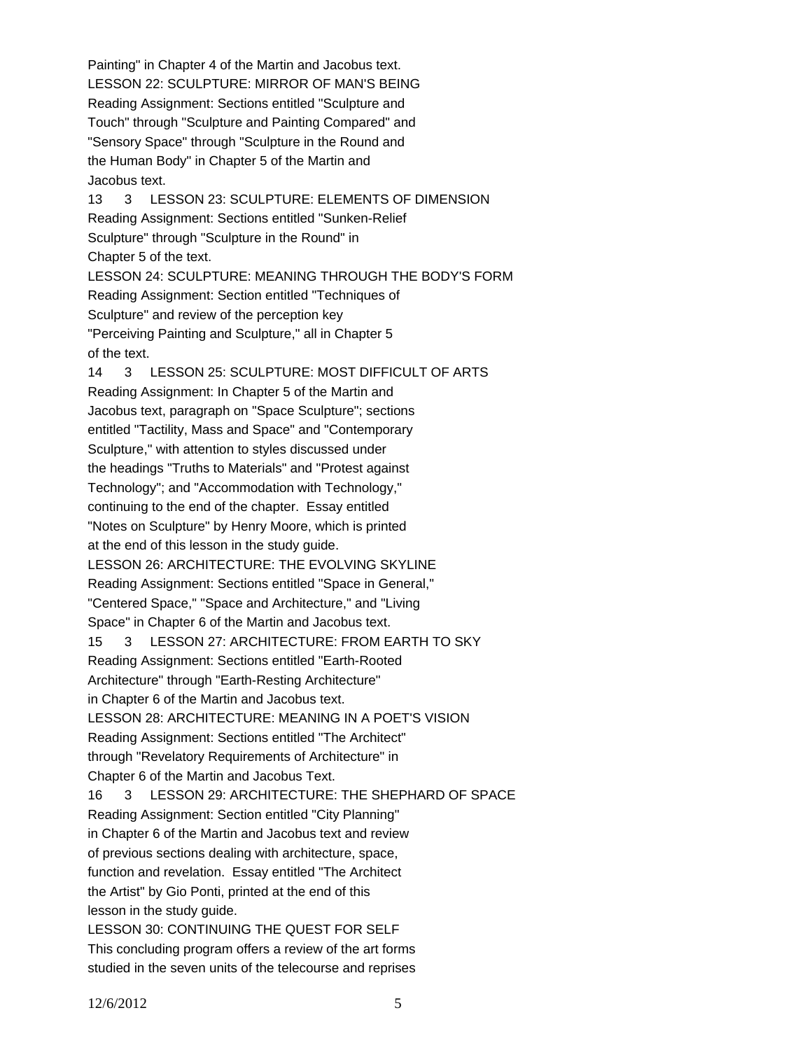Painting" in Chapter 4 of the Martin and Jacobus text.

LESSON 22: SCULPTURE: MIRROR OF MAN'S BEING

Reading Assignment: Sections entitled "Sculpture and Touch" through "Sculpture and Painting Compared" and "Sensory Space" through "Sculpture in the Round and the Human Body" in Chapter 5 of the Martin and Jacobus text.

13 3 LESSON 23: SCULPTURE: ELEMENTS OF DIMENSION

Reading Assignment: Sections entitled "Sunken-Relief Sculpture" through "Sculpture in the Round" in Chapter 5 of the text.

LESSON 24: SCULPTURE: MEANING THROUGH THE BODY'S FORM

Reading Assignment: Section entitled "Techniques of Sculpture" and review of the perception key "Perceiving Painting and Sculpture," all in Chapter 5 of the text.

14 3 LESSON 25: SCULPTURE: MOST DIFFICULT OF ARTS

Reading Assignment: In Chapter 5 of the Martin and Jacobus text, paragraph on "Space Sculpture"; sections entitled "Tactility, Mass and Space" and "Contemporary Sculpture," with attention to styles discussed under the headings "Truths to Materials" and "Protest against Technology"; and "Accommodation with Technology," continuing to the end of the chapter. Essay entitled "Notes on Sculpture" by Henry Moore, which is printed at the end of this lesson in the study guide.

LESSON 26: ARCHITECTURE: THE EVOLVING SKYLINE

Reading Assignment: Sections entitled "Space in General," "Centered Space," "Space and Architecture," and "Living Space" in Chapter 6 of the Martin and Jacobus text.

15 3 LESSON 27: ARCHITECTURE: FROM EARTH TO SKY

Reading Assignment: Sections entitled "Earth-Rooted Architecture" through "Earth-Resting Architecture" in Chapter 6 of the Martin and Jacobus text.

LESSON 28: ARCHITECTURE: MEANING IN A POET'S VISION

Reading Assignment: Sections entitled "The Architect" through "Revelatory Requirements of Architecture" in Chapter 6 of the Martin and Jacobus Text.

16 3 LESSON 29: ARCHITECTURE: THE SHEPHARD OF SPACE

Reading Assignment: Section entitled "City Planning" in Chapter 6 of the Martin and Jacobus text and review of previous sections dealing with architecture, space, function and revelation. Essay entitled "The Architect the Artist" by Gio Ponti, printed at the end of this lesson in the study guide.

LESSON 30: CONTINUING THE QUEST FOR SELF

This concluding program offers a review of the art forms studied in the seven units of the telecourse and reprises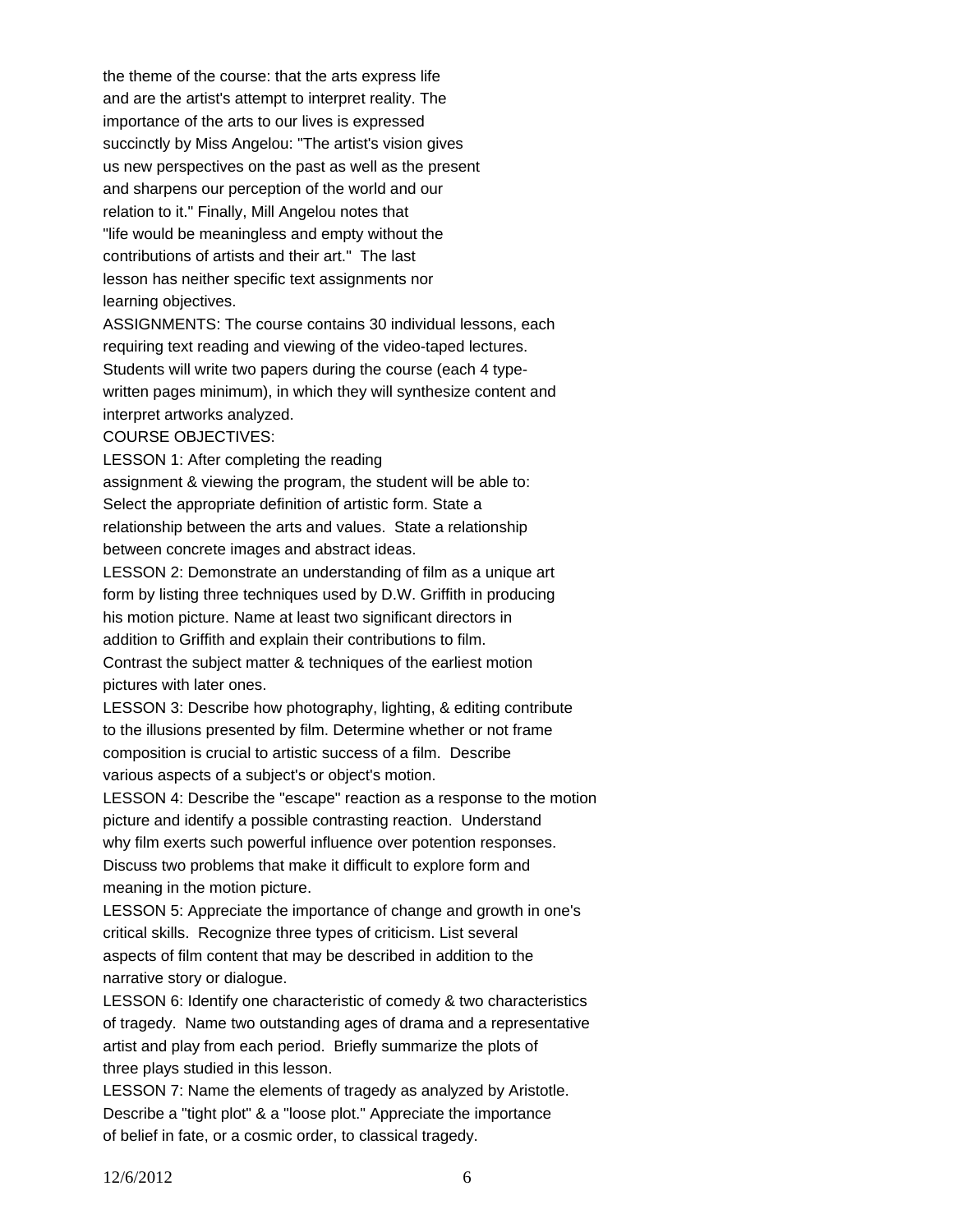the theme of the course: that the arts express life and are the artist's attempt to interpret reality. The importance of the arts to our lives is expressed succinctly by Miss Angelou: "The artist's vision gives us new perspectives on the past as well as the present and sharpens our perception of the world and our relation to it." Finally, Mill Angelou notes that "life would be meaningless and empty without the contributions of artists and their art." The last lesson has neither specific text assignments nor learning objectives.

ASSIGNMENTS: The course contains 30 individual lessons, each requiring text reading and viewing of the video-taped lectures. Students will write two papers during the course (each 4 type-written pages minimum), in which they will synthesize content and interpret artworks analyzed.

COURSE OBJECTIVES:

LESSON 1: After completing the reading assignment & viewing the program, the student will be able to: Select the appropriate definition of artistic form. State a relationship between the arts and values. State a relationship between concrete images and abstract ideas.

LESSON 2: Demonstrate an understanding of film as a unique art form by listing three techniques used by D.W. Griffith in producing his motion picture. Name at least two significant directors in addition to Griffith and explain their contributions to film. Contrast the subject matter & techniques of the earliest motion pictures with later ones.

LESSON 3: Describe how photography, lighting, & editing contribute to the illusions presented by film. Determine whether or not frame composition is crucial to artistic success of a film. Describe various aspects of a subject's or object's motion.

LESSON 4: Describe the "escape" reaction as a response to the motion picture and identify a possible contrasting reaction. Understand why film exerts such powerful influence over potention responses. Discuss two problems that make it difficult to explore form and meaning in the motion picture.

LESSON 5: Appreciate the importance of change and growth in one's critical skills. Recognize three types of criticism. List several aspects of film content that may be described in addition to the narrative story or dialogue.

LESSON 6: Identify one characteristic of comedy & two characteristics of tragedy. Name two outstanding ages of drama and a representative artist and play from each period. Briefly summarize the plots of three plays studied in this lesson.

LESSON 7: Name the elements of tragedy as analyzed by Aristotle. Describe a "tight plot" & a "loose plot." Appreciate the importance of belief in fate, or a cosmic order, to classical tragedy.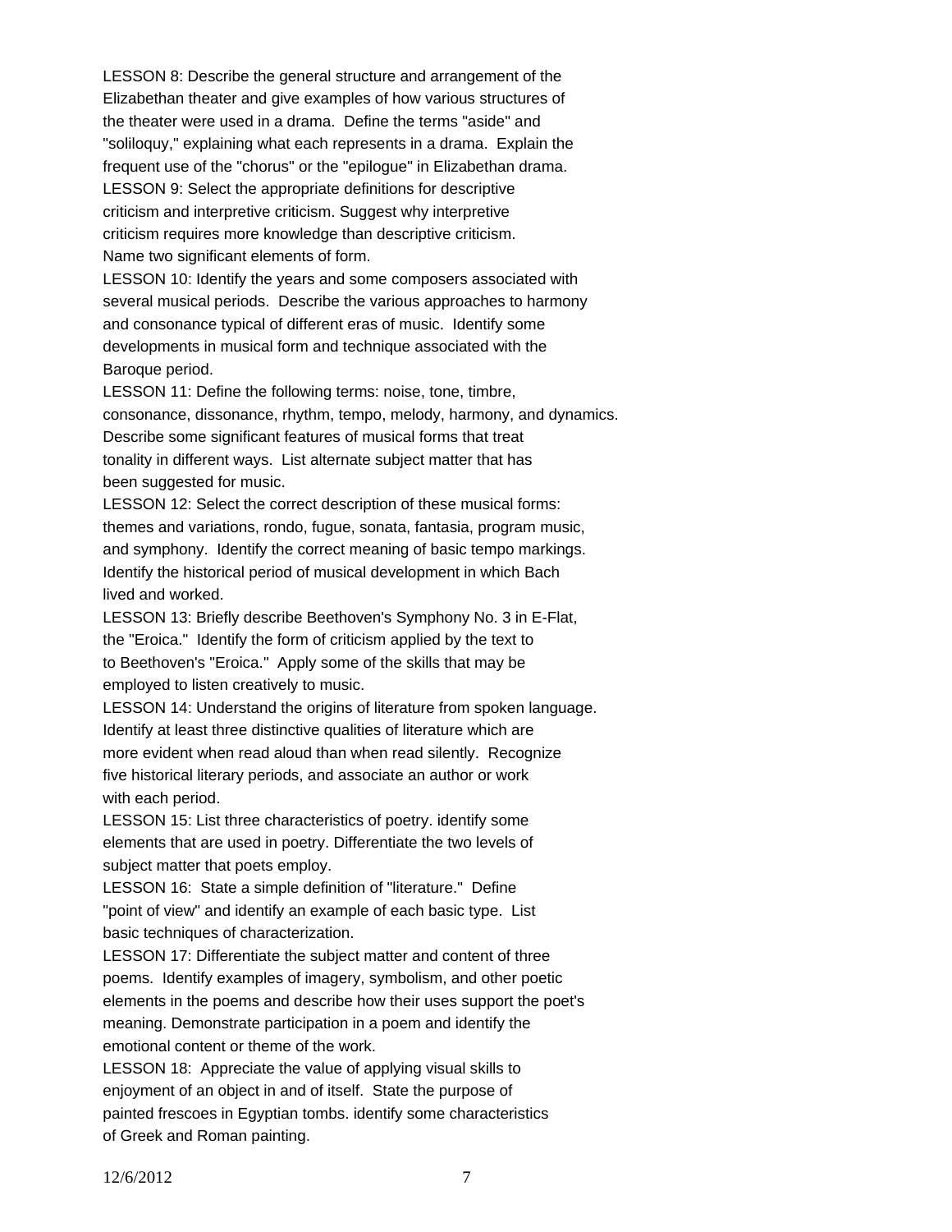LESSON 8: Describe the general structure and arrangement of the Elizabethan theater and give examples of how various structures of the theater were used in a drama. Define the terms "aside" and "soliloquy," explaining what each represents in a drama. Explain the frequent use of the "chorus" or the "epilogue" in Elizabethan drama.

LESSON 9: Select the appropriate definitions for descriptive criticism and interpretive criticism. Suggest why interpretive criticism requires more knowledge than descriptive criticism. Name two significant elements of form.

LESSON 10: Identify the years and some composers associated with several musical periods. Describe the various approaches to harmony and consonance typical of different eras of music. Identify some developments in musical form and technique associated with the Baroque period.

LESSON 11: Define the following terms: noise, tone, timbre, consonance, dissonance, rhythm, tempo, melody, harmony, and dynamics. Describe some significant features of musical forms that treat tonality in different ways. List alternate subject matter that has been suggested for music.

LESSON 12: Select the correct description of these musical forms: themes and variations, rondo, fugue, sonata, fantasia, program music, and symphony. Identify the correct meaning of basic tempo markings. Identify the historical period of musical development in which Bach lived and worked.

LESSON 13: Briefly describe Beethoven's Symphony No. 3 in E-Flat, the "Eroica." Identify the form of criticism applied by the text to to Beethoven's "Eroica." Apply some of the skills that may be employed to listen creatively to music.

LESSON 14: Understand the origins of literature from spoken language. Identify at least three distinctive qualities of literature which are more evident when read aloud than when read silently. Recognize five historical literary periods, and associate an author or work with each period.

LESSON 15: List three characteristics of poetry. identify some elements that are used in poetry. Differentiate the two levels of subject matter that poets employ.

LESSON 16: State a simple definition of "literature." Define "point of view" and identify an example of each basic type. List basic techniques of characterization.

LESSON 17: Differentiate the subject matter and content of three poems. Identify examples of imagery, symbolism, and other poetic elements in the poems and describe how their uses support the poet's meaning. Demonstrate participation in a poem and identify the emotional content or theme of the work.

LESSON 18: Appreciate the value of applying visual skills to enjoyment of an object in and of itself. State the purpose of painted frescoes in Egyptian tombs. identify some characteristics of Greek and Roman painting.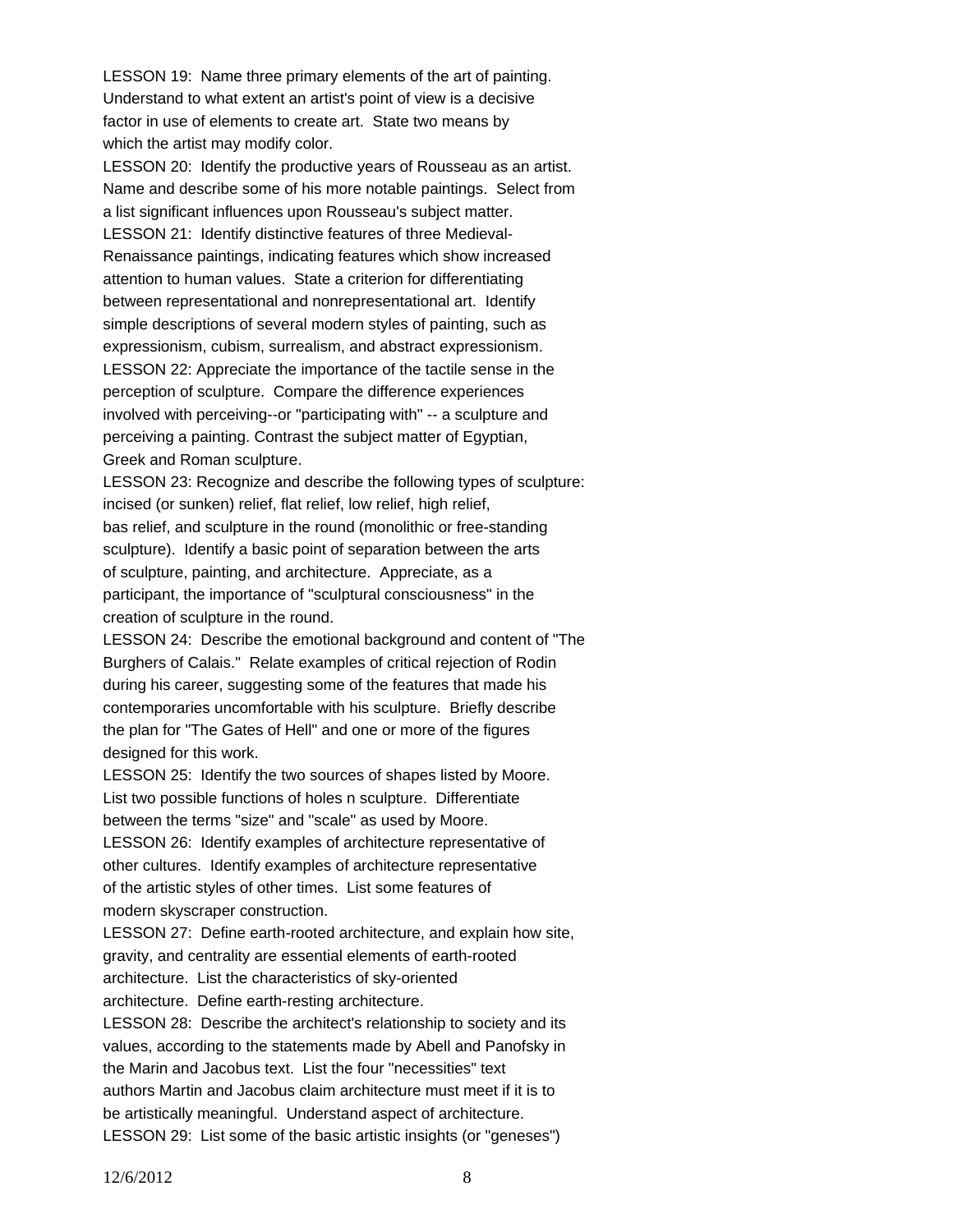LESSON 19: Name three primary elements of the art of painting. Understand to what extent an artist's point of view is a decisive factor in use of elements to create art. State two means by which the artist may modify color.

LESSON 20: Identify the productive years of Rousseau as an artist. Name and describe some of his more notable paintings. Select from a list significant influences upon Rousseau's subject matter.

LESSON 21: Identify distinctive features of three Medieval-Renaissance paintings, indicating features which show increased attention to human values. State a criterion for differentiating between representational and nonrepresentational art. Identify simple descriptions of several modern styles of painting, such as expressionism, cubism, surrealism, and abstract expressionism.

LESSON 22: Appreciate the importance of the tactile sense in the perception of sculpture. Compare the difference experiences involved with perceiving--or "participating with" -- a sculpture and perceiving a painting. Contrast the subject matter of Egyptian, Greek and Roman sculpture.

LESSON 23: Recognize and describe the following types of sculpture: incised (or sunken) relief, flat relief, low relief, high relief, bas relief, and sculpture in the round (monolithic or free-standing sculpture). Identify a basic point of separation between the arts of sculpture, painting, and architecture. Appreciate, as a participant, the importance of "sculptural consciousness" in the creation of sculpture in the round.

LESSON 24: Describe the emotional background and content of "The Burghers of Calais." Relate examples of critical rejection of Rodin during his career, suggesting some of the features that made his contemporaries uncomfortable with his sculpture. Briefly describe the plan for "The Gates of Hell" and one or more of the figures designed for this work.

LESSON 25: Identify the two sources of shapes listed by Moore. List two possible functions of holes n sculpture. Differentiate between the terms "size" and "scale" as used by Moore.

LESSON 26: Identify examples of architecture representative of other cultures. Identify examples of architecture representative of the artistic styles of other times. List some features of modern skyscraper construction.

LESSON 27: Define earth-rooted architecture, and explain how site, gravity, and centrality are essential elements of earth-rooted architecture. List the characteristics of sky-oriented architecture. Define earth-resting architecture.

LESSON 28: Describe the architect's relationship to society and its values, according to the statements made by Abell and Panofsky in the Marin and Jacobus text. List the four "necessities" text authors Martin and Jacobus claim architecture must meet if it is to be artistically meaningful. Understand aspect of architecture.

LESSON 29: List some of the basic artistic insights (or "geneses")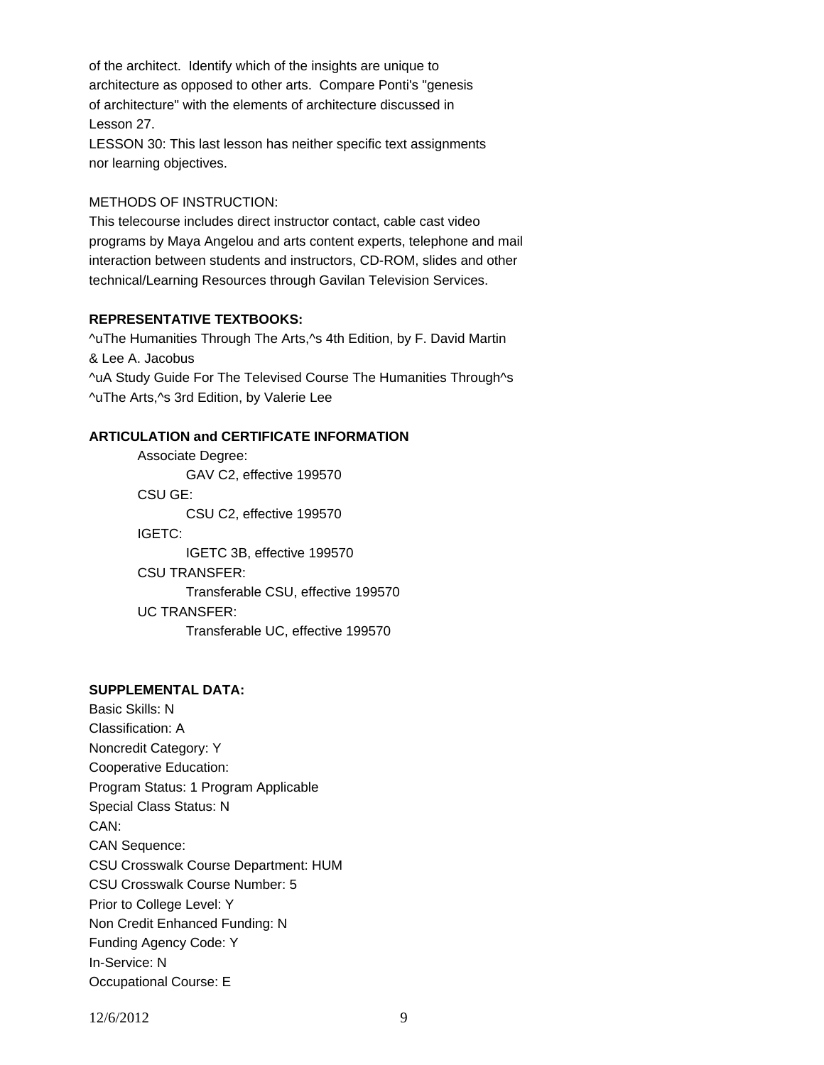of the architect. Identify which of the insights are unique to architecture as opposed to other arts. Compare Ponti's "genesis of architecture" with the elements of architecture discussed in Lesson 27.

LESSON 30: This last lesson has neither specific text assignments nor learning objectives.

METHODS OF INSTRUCTION:

This telecourse includes direct instructor contact, cable cast video programs by Maya Angelou and arts content experts, telephone and mail interaction between students and instructors, CD-ROM, slides and other technical/Learning Resources through Gavilan Television Services.

**REPRESENTATIVE TEXTBOOKS:**

^uThe Humanities Through The Arts,^s 4th Edition, by F. David Martin & Lee A. Jacobus

^uA Study Guide For The Televised Course The Humanities Through^s ^uThe Arts,^s 3rd Edition, by Valerie Lee

**ARTICULATION and CERTIFICATE INFORMATION**

Associate Degree:
GAV C2, effective 199570

CSU GE:
CSU C2, effective 199570

IGETC:
IGETC 3B, effective 199570

CSU TRANSFER:
Transferable CSU, effective 199570

UC TRANSFER:
Transferable UC, effective 199570

**SUPPLEMENTAL DATA:**

Basic Skills: N
Classification: A
Noncredit Category: Y
Cooperative Education:
Program Status: 1 Program Applicable
Special Class Status: N
CAN:
CAN Sequence:
CSU Crosswalk Course Department: HUM
CSU Crosswalk Course Number: 5
Prior to College Level: Y
Non Credit Enhanced Funding: N
Funding Agency Code: Y
In-Service: N
Occupational Course: E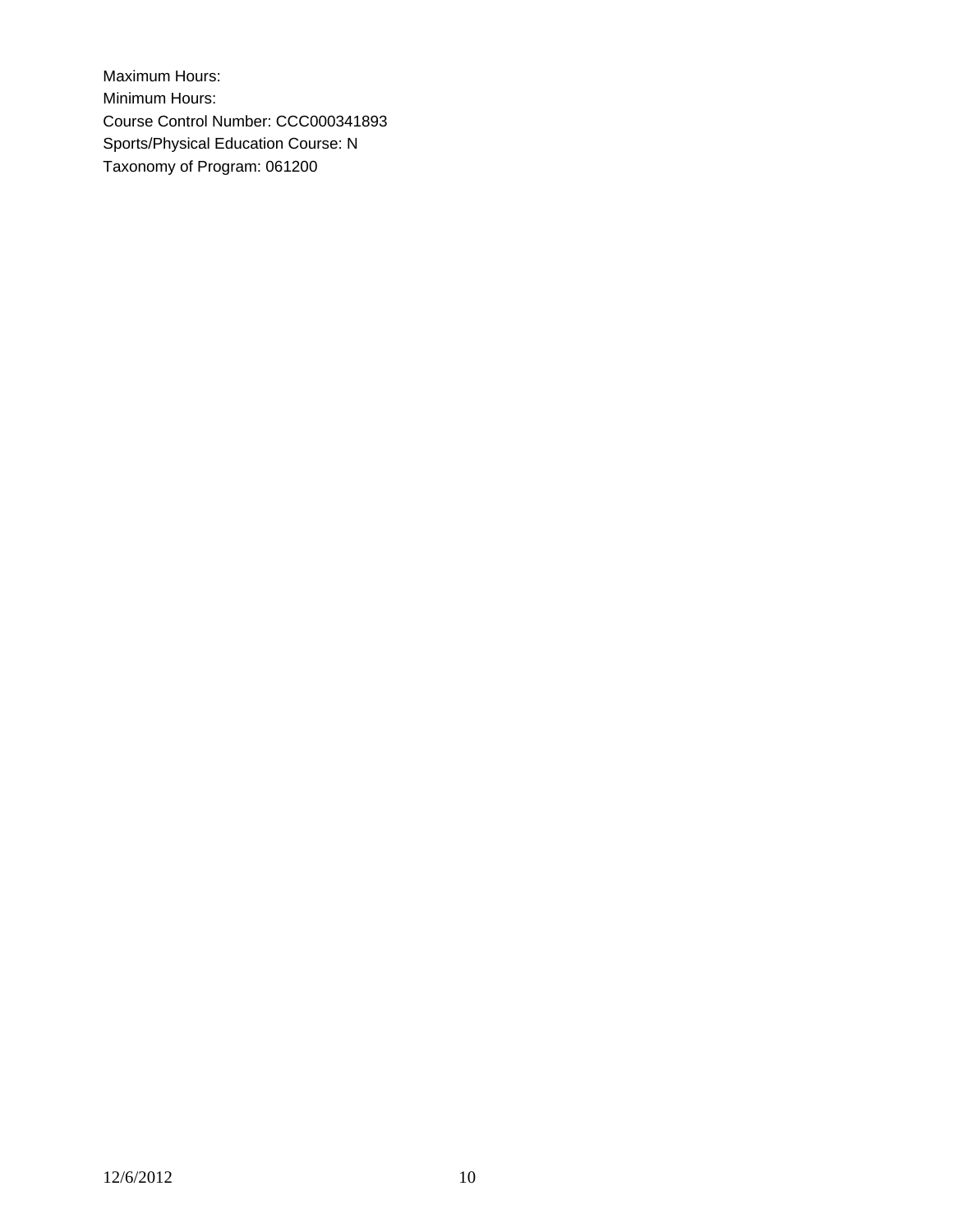Maximum Hours:

Minimum Hours:

Course Control Number: CCC000341893

Sports/Physical Education Course: N

Taxonomy of Program: 061200